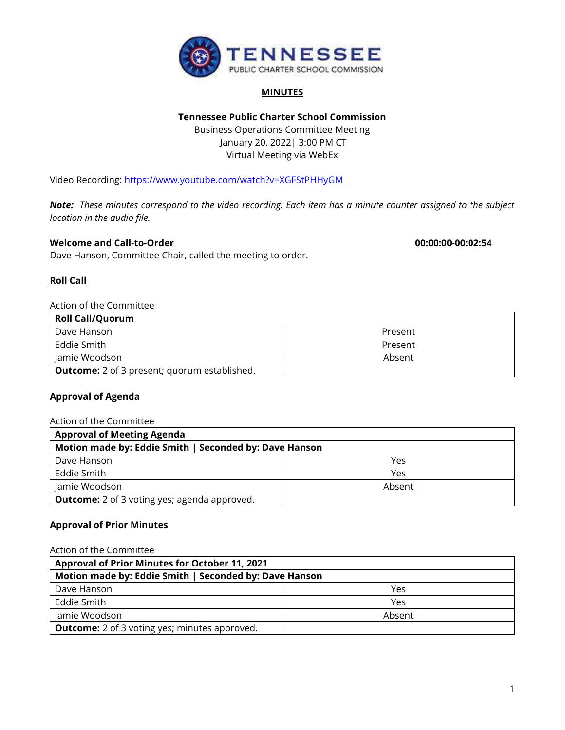**TENNESSEE PUBLIC CHARTER SCHOOL COMMISSION**

# MINUTES

**Tennessee Public Charter School Commission**
Business Operations Committee Meeting
January 20, 2022| 3:00 PM CT
Virtual Meeting via WebEx

Video Recording: https://www.youtube.com/watch?v=XGFStPHHyGM

***Note:*** *These minutes correspond to the video recording. Each item has a minute counter assigned to the subject location in the audio file.*

## Welcome and Call-to-Order

**00:00:00-00:02:54**

Dave Hanson, Committee Chair, called the meeting to order.

## Roll Call

Action of the Committee

| **Roll Call/Quorum** | |
|---|---|
| Dave Hanson | Present |
| Eddie Smith | Present |
| Jamie Woodson | Absent |
| **Outcome:** 2 of 3 present; quorum established. | |

## Approval of Agenda

Action of the Committee

| **Approval of Meeting Agenda** | |
|---|---|
| **Motion made by: Eddie Smith \| Seconded by: Dave Hanson** | |
| Dave Hanson | Yes |
| Eddie Smith | Yes |
| Jamie Woodson | Absent |
| **Outcome:** 2 of 3 voting yes; agenda approved. | |

## Approval of Prior Minutes

Action of the Committee

| **Approval of Prior Minutes for October 11, 2021** | |
|---|---|
| **Motion made by: Eddie Smith \| Seconded by: Dave Hanson** | |
| Dave Hanson | Yes |
| Eddie Smith | Yes |
| Jamie Woodson | Absent |
| **Outcome:** 2 of 3 voting yes; minutes approved. | |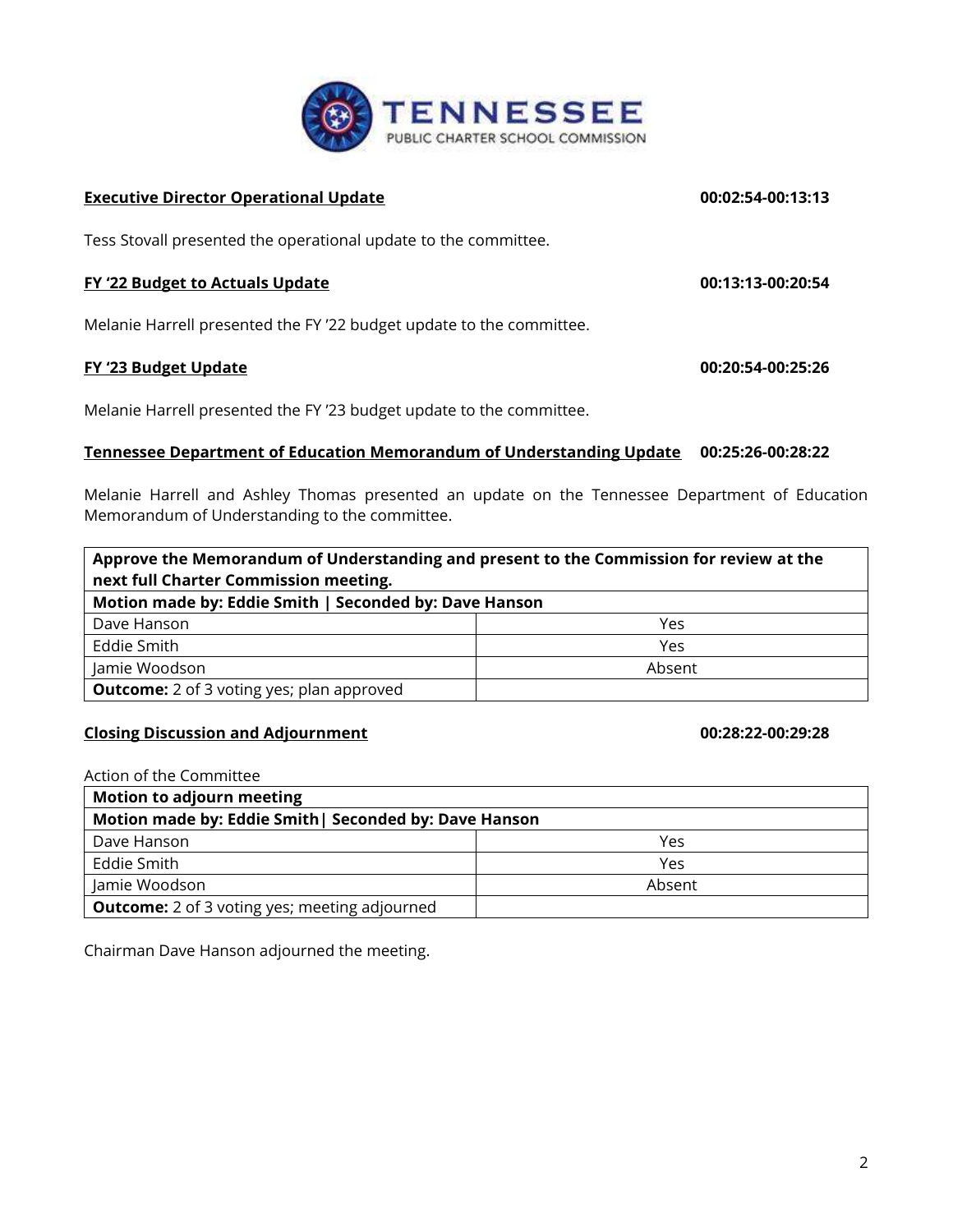**Executive Director Operational Update** **00:02:54-00:13:13**

Tess Stovall presented the operational update to the committee.

**FY '22 Budget to Actuals Update** **00:13:13-00:20:54**

Melanie Harrell presented the FY '22 budget update to the committee.

**FY '23 Budget Update** **00:20:54-00:25:26**

Melanie Harrell presented the FY '23 budget update to the committee.

**Tennessee Department of Education Memorandum of Understanding Update** **00:25:26-00:28:22**

Melanie Harrell and Ashley Thomas presented an update on the Tennessee Department of Education Memorandum of Understanding to the committee.

| **Approve the Memorandum of Understanding and present to the Commission for review at the next full Charter Commission meeting.** | |
|---|---|
| **Motion made by: Eddie Smith \| Seconded by: Dave Hanson** | |
| Dave Hanson | Yes |
| Eddie Smith | Yes |
| Jamie Woodson | Absent |
| **Outcome:** 2 of 3 voting yes; plan approved | |

**Closing Discussion and Adjournment** **00:28:22-00:29:28**

Action of the Committee

| **Motion to adjourn meeting** | |
|---|---|
| **Motion made by: Eddie Smith\| Seconded by: Dave Hanson** | |
| Dave Hanson | Yes |
| Eddie Smith | Yes |
| Jamie Woodson | Absent |
| **Outcome:** 2 of 3 voting yes; meeting adjourned | |

Chairman Dave Hanson adjourned the meeting.